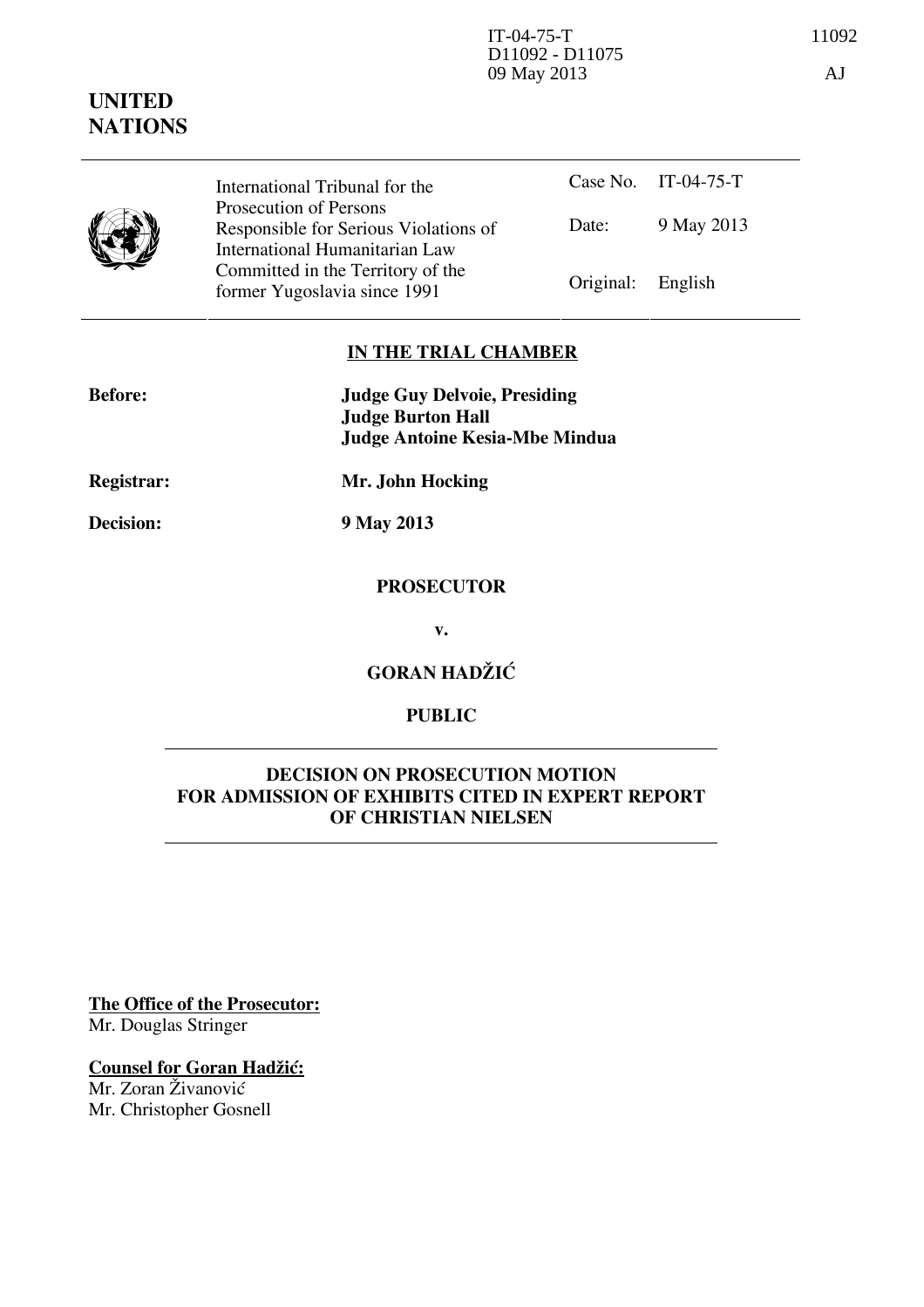IT-04-75-T
D11092 - D11075
09 May 2013

11092

AJ

**UNITED NATIONS**

| International Tribunal for the Prosecution of Persons Responsible for Serious Violations of International Humanitarian Law Committed in the Territory of the former Yugoslavia since 1991 | Case No. | IT-04-75-T |
|---|---|---|
| | Date: | 9 May 2013 |
| | Original: | English |

**IN THE TRIAL CHAMBER**

**Before:** **Judge Guy Delvoie, Presiding**
**Judge Burton Hall**
**Judge Antoine Kesia-Mbe Mindua**

**Registrar:** **Mr. John Hocking**

**Decision:** **9 May 2013**

**PROSECUTOR**

**v.**

**GORAN HADŽIĆ**

**PUBLIC**

**DECISION ON PROSECUTION MOTION FOR ADMISSION OF EXHIBITS CITED IN EXPERT REPORT OF CHRISTIAN NIELSEN**

**The Office of the Prosecutor:**
Mr. Douglas Stringer

**Counsel for Goran Hadžić:**
Mr. Zoran Živanović
Mr. Christopher Gosnell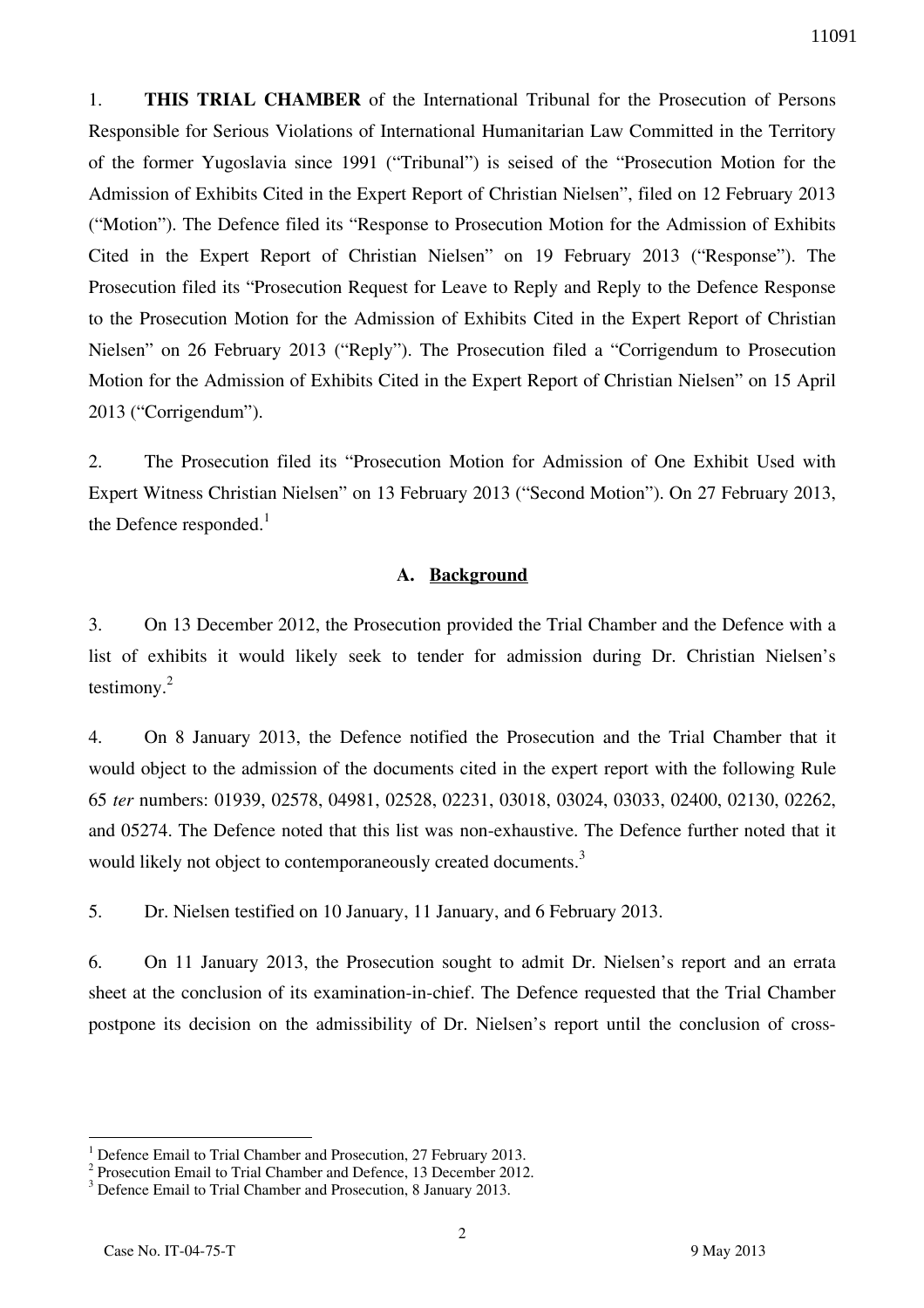1. **THIS TRIAL CHAMBER** of the International Tribunal for the Prosecution of Persons Responsible for Serious Violations of International Humanitarian Law Committed in the Territory of the former Yugoslavia since 1991 ("Tribunal") is seised of the "Prosecution Motion for the Admission of Exhibits Cited in the Expert Report of Christian Nielsen", filed on 12 February 2013 ("Motion"). The Defence filed its "Response to Prosecution Motion for the Admission of Exhibits Cited in the Expert Report of Christian Nielsen" on 19 February 2013 ("Response"). The Prosecution filed its "Prosecution Request for Leave to Reply and Reply to the Defence Response to the Prosecution Motion for the Admission of Exhibits Cited in the Expert Report of Christian Nielsen" on 26 February 2013 ("Reply"). The Prosecution filed a "Corrigendum to Prosecution Motion for the Admission of Exhibits Cited in the Expert Report of Christian Nielsen" on 15 April 2013 ("Corrigendum").

2. The Prosecution filed its "Prosecution Motion for Admission of One Exhibit Used with Expert Witness Christian Nielsen" on 13 February 2013 ("Second Motion"). On 27 February 2013, the Defence responded.[1]

## A. Background

3. On 13 December 2012, the Prosecution provided the Trial Chamber and the Defence with a list of exhibits it would likely seek to tender for admission during Dr. Christian Nielsen's testimony.[2]

4. On 8 January 2013, the Defence notified the Prosecution and the Trial Chamber that it would object to the admission of the documents cited in the expert report with the following Rule 65 *ter* numbers: 01939, 02578, 04981, 02528, 02231, 03018, 03024, 03033, 02400, 02130, 02262, and 05274. The Defence noted that this list was non-exhaustive. The Defence further noted that it would likely not object to contemporaneously created documents.[3]

5. Dr. Nielsen testified on 10 January, 11 January, and 6 February 2013.

6. On 11 January 2013, the Prosecution sought to admit Dr. Nielsen's report and an errata sheet at the conclusion of its examination-in-chief. The Defence requested that the Trial Chamber postpone its decision on the admissibility of Dr. Nielsen's report until the conclusion of cross-

---

[1] Defence Email to Trial Chamber and Prosecution, 27 February 2013.

[2] Prosecution Email to Trial Chamber and Defence, 13 December 2012.

[3] Defence Email to Trial Chamber and Prosecution, 8 January 2013.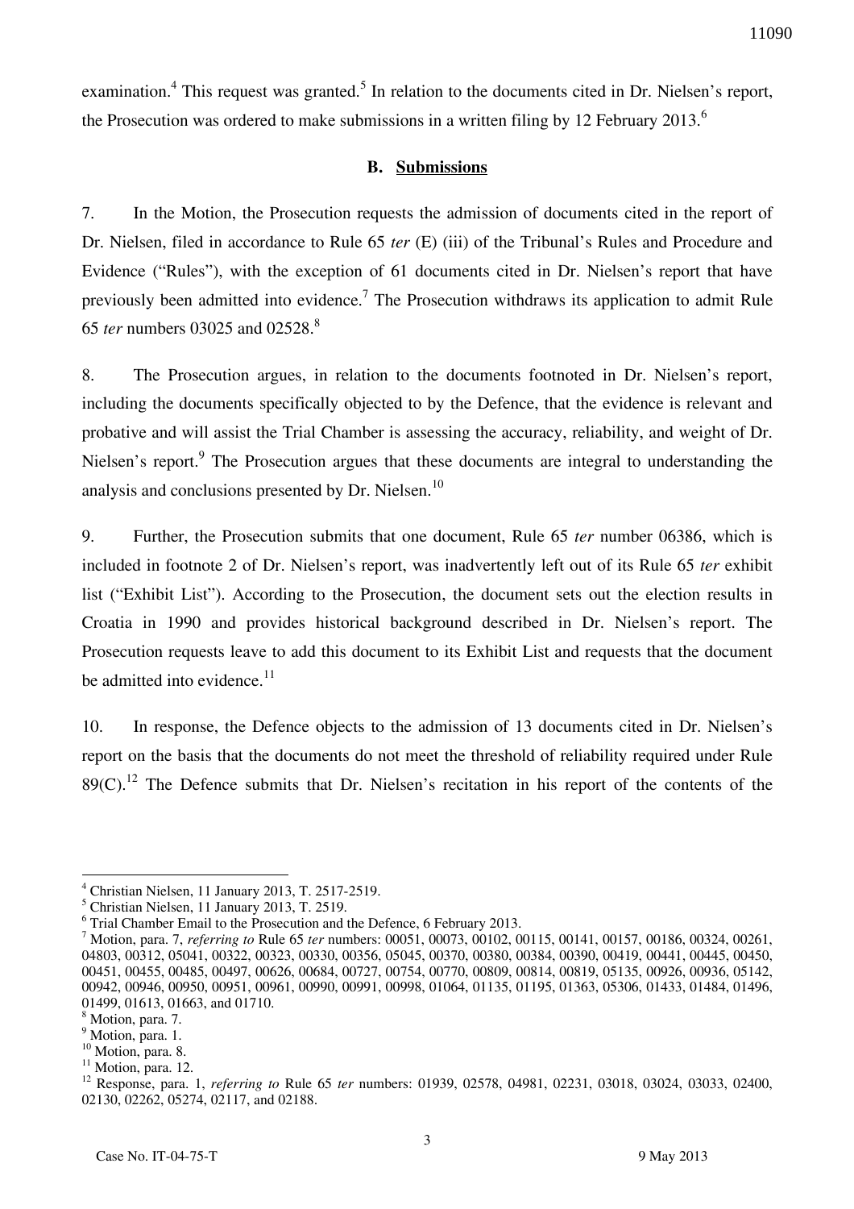examination.[4] This request was granted.[5] In relation to the documents cited in Dr. Nielsen's report, the Prosecution was ordered to make submissions in a written filing by 12 February 2013.[6]

### B. Submissions

7. In the Motion, the Prosecution requests the admission of documents cited in the report of Dr. Nielsen, filed in accordance to Rule 65 *ter* (E) (iii) of the Tribunal's Rules and Procedure and Evidence ("Rules"), with the exception of 61 documents cited in Dr. Nielsen's report that have previously been admitted into evidence.[7] The Prosecution withdraws its application to admit Rule 65 *ter* numbers 03025 and 02528.[8]

8. The Prosecution argues, in relation to the documents footnoted in Dr. Nielsen's report, including the documents specifically objected to by the Defence, that the evidence is relevant and probative and will assist the Trial Chamber is assessing the accuracy, reliability, and weight of Dr. Nielsen's report.[9] The Prosecution argues that these documents are integral to understanding the analysis and conclusions presented by Dr. Nielsen.[10]

9. Further, the Prosecution submits that one document, Rule 65 *ter* number 06386, which is included in footnote 2 of Dr. Nielsen's report, was inadvertently left out of its Rule 65 *ter* exhibit list ("Exhibit List"). According to the Prosecution, the document sets out the election results in Croatia in 1990 and provides historical background described in Dr. Nielsen's report. The Prosecution requests leave to add this document to its Exhibit List and requests that the document be admitted into evidence.[11]

10. In response, the Defence objects to the admission of 13 documents cited in Dr. Nielsen's report on the basis that the documents do not meet the threshold of reliability required under Rule 89(C).[12] The Defence submits that Dr. Nielsen's recitation in his report of the contents of the

---

[4] Christian Nielsen, 11 January 2013, T. 2517-2519.

[5] Christian Nielsen, 11 January 2013, T. 2519.

[6] Trial Chamber Email to the Prosecution and the Defence, 6 February 2013.

[7] Motion, para. 7, *referring to* Rule 65 *ter* numbers: 00051, 00073, 00102, 00115, 00141, 00157, 00186, 00324, 00261, 04803, 00312, 05041, 00322, 00323, 00330, 00356, 05045, 00370, 00380, 00384, 00390, 00419, 00441, 00445, 00450, 00451, 00455, 00485, 00497, 00626, 00684, 00727, 00754, 00770, 00809, 00814, 00819, 05135, 00926, 00936, 05142, 00942, 00946, 00950, 00951, 00961, 00990, 00991, 00998, 01064, 01135, 01195, 01363, 05306, 01433, 01484, 01496, 01499, 01613, 01663, and 01710.

[8] Motion, para. 7.

[9] Motion, para. 1.

[10] Motion, para. 8.

[11] Motion, para. 12.

[12] Response, para. 1, *referring to* Rule 65 *ter* numbers: 01939, 02578, 04981, 02231, 03018, 03024, 03033, 02400, 02130, 02262, 05274, 02117, and 02188.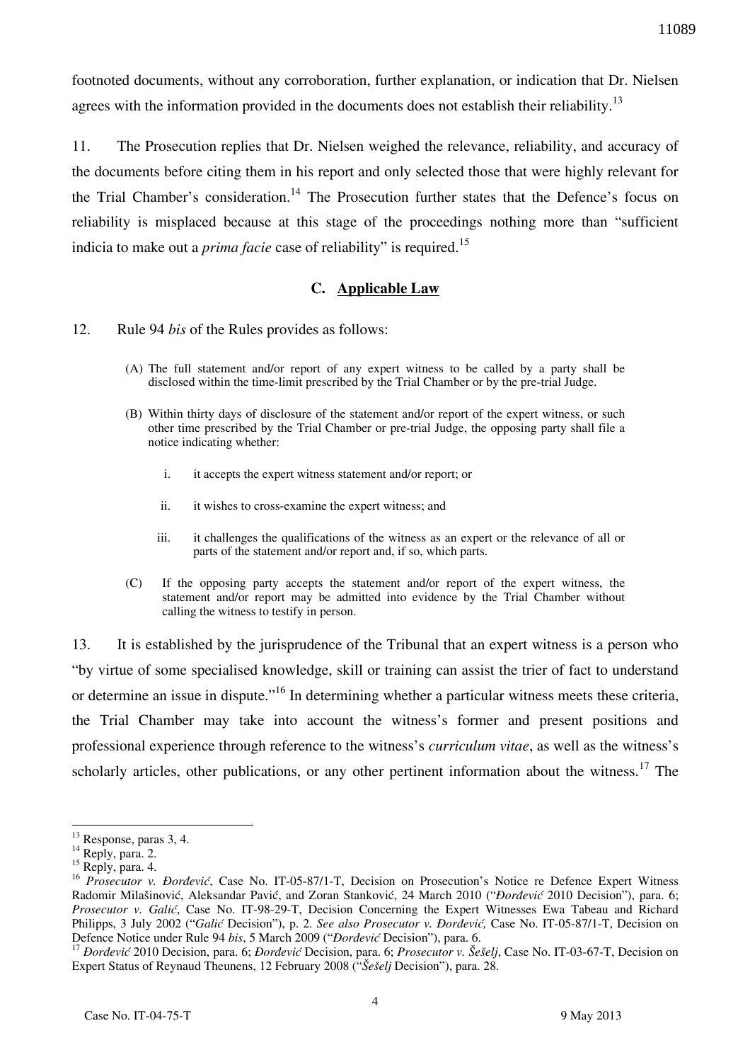footnoted documents, without any corroboration, further explanation, or indication that Dr. Nielsen agrees with the information provided in the documents does not establish their reliability.[13]

11. The Prosecution replies that Dr. Nielsen weighed the relevance, reliability, and accuracy of the documents before citing them in his report and only selected those that were highly relevant for the Trial Chamber's consideration.[14] The Prosecution further states that the Defence's focus on reliability is misplaced because at this stage of the proceedings nothing more than "sufficient indicia to make out a *prima facie* case of reliability" is required.[15]

### C. Applicable Law

12. Rule 94 *bis* of the Rules provides as follows:

> (A) The full statement and/or report of any expert witness to be called by a party shall be disclosed within the time-limit prescribed by the Trial Chamber or by the pre-trial Judge.
>
> (B) Within thirty days of disclosure of the statement and/or report of the expert witness, or such other time prescribed by the Trial Chamber or pre-trial Judge, the opposing party shall file a notice indicating whether:
>
> i. it accepts the expert witness statement and/or report; or
>
> ii. it wishes to cross-examine the expert witness; and
>
> iii. it challenges the qualifications of the witness as an expert or the relevance of all or parts of the statement and/or report and, if so, which parts.
>
> (C) If the opposing party accepts the statement and/or report of the expert witness, the statement and/or report may be admitted into evidence by the Trial Chamber without calling the witness to testify in person.

13. It is established by the jurisprudence of the Tribunal that an expert witness is a person who "by virtue of some specialised knowledge, skill or training can assist the trier of fact to understand or determine an issue in dispute."[16] In determining whether a particular witness meets these criteria, the Trial Chamber may take into account the witness's former and present positions and professional experience through reference to the witness's *curriculum vitae*, as well as the witness's scholarly articles, other publications, or any other pertinent information about the witness.[17] The

---

[13] Response, paras 3, 4.

[14] Reply, para. 2.

[15] Reply, para. 4.

[16] *Prosecutor v. Đorđević*, Case No. IT-05-87/1-T, Decision on Prosecution's Notice re Defence Expert Witness Radomir Milašinović, Aleksandar Pavić, and Zoran Stanković, 24 March 2010 ("*Đorđević* 2010 Decision"), para. 6; *Prosecutor v. Galić*, Case No. IT-98-29-T, Decision Concerning the Expert Witnesses Ewa Tabeau and Richard Philipps, 3 July 2002 ("*Galić* Decision"), p. 2. *See also Prosecutor v. Đorđević,* Case No. IT-05-87/1-T, Decision on Defence Notice under Rule 94 *bis*, 5 March 2009 ("*Đorđević* Decision"), para. 6.

[17] *Đorđević* 2010 Decision, para. 6; *Đorđević* Decision, para. 6; *Prosecutor v. Šešelj*, Case No. IT-03-67-T, Decision on Expert Status of Reynaud Theunens, 12 February 2008 ("*Šešelj* Decision"), para. 28.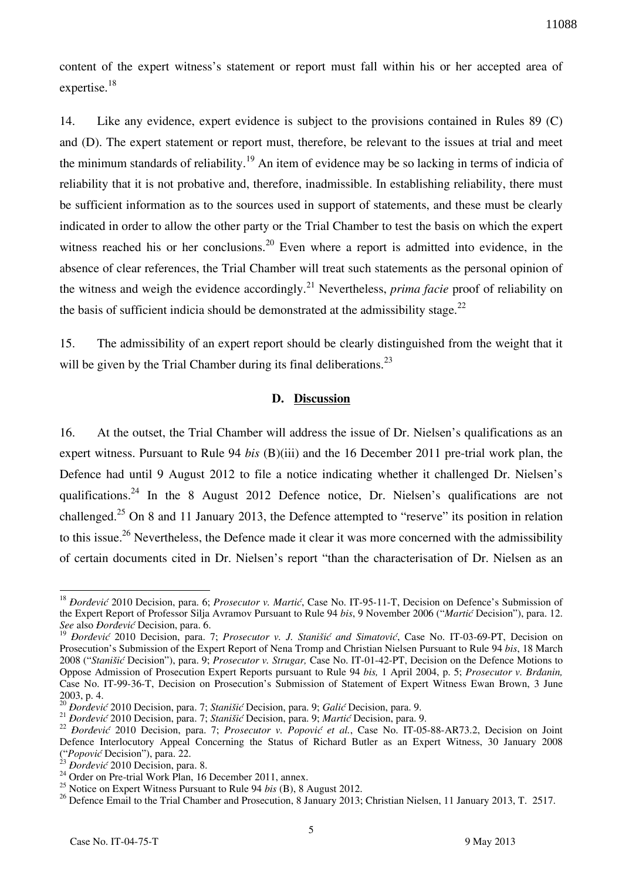content of the expert witness's statement or report must fall within his or her accepted area of expertise.[18]

14. Like any evidence, expert evidence is subject to the provisions contained in Rules 89 (C) and (D). The expert statement or report must, therefore, be relevant to the issues at trial and meet the minimum standards of reliability.[19] An item of evidence may be so lacking in terms of indicia of reliability that it is not probative and, therefore, inadmissible. In establishing reliability, there must be sufficient information as to the sources used in support of statements, and these must be clearly indicated in order to allow the other party or the Trial Chamber to test the basis on which the expert witness reached his or her conclusions.[20] Even where a report is admitted into evidence, in the absence of clear references, the Trial Chamber will treat such statements as the personal opinion of the witness and weigh the evidence accordingly.[21] Nevertheless, *prima facie* proof of reliability on the basis of sufficient indicia should be demonstrated at the admissibility stage.[22]

15. The admissibility of an expert report should be clearly distinguished from the weight that it will be given by the Trial Chamber during its final deliberations.[23]

### D. Discussion

16. At the outset, the Trial Chamber will address the issue of Dr. Nielsen's qualifications as an expert witness. Pursuant to Rule 94 *bis* (B)(iii) and the 16 December 2011 pre-trial work plan, the Defence had until 9 August 2012 to file a notice indicating whether it challenged Dr. Nielsen's qualifications.[24] In the 8 August 2012 Defence notice, Dr. Nielsen's qualifications are not challenged.[25] On 8 and 11 January 2013, the Defence attempted to "reserve" its position in relation to this issue.[26] Nevertheless, the Defence made it clear it was more concerned with the admissibility of certain documents cited in Dr. Nielsen's report "than the characterisation of Dr. Nielsen as an

---

[18] *Đorđević* 2010 Decision, para. 6; *Prosecutor v. Martić*, Case No. IT-95-11-T, Decision on Defence's Submission of the Expert Report of Professor Silja Avramov Pursuant to Rule 94 *bis*, 9 November 2006 ("*Martić* Decision"), para. 12. *See* also *Đorđević* Decision, para. 6.

[19] *Đorđević* 2010 Decision, para. 7; *Prosecutor v. J. Stanišić and Simatović*, Case No. IT-03-69-PT, Decision on Prosecution's Submission of the Expert Report of Nena Tromp and Christian Nielsen Pursuant to Rule 94 *bis*, 18 March 2008 ("*Stanišić* Decision"), para. 9; *Prosecutor v. Strugar,* Case No. IT-01-42-PT, Decision on the Defence Motions to Oppose Admission of Prosecution Expert Reports pursuant to Rule 94 *bis,* 1 April 2004, p. 5; *Prosecutor v. Brđanin,* Case No. IT-99-36-T, Decision on Prosecution's Submission of Statement of Expert Witness Ewan Brown, 3 June 2003, p. 4.

[20] *Đorđević* 2010 Decision, para. 7; *Stanišić* Decision, para. 9; *Galić* Decision, para. 9.

[21] *Đorđević* 2010 Decision, para. 7; *Stanišić* Decision, para. 9; *Martić* Decision, para. 9.

[22] *Đorđević* 2010 Decision, para. 7; *Prosecutor v. Popović et al.*, Case No. IT-05-88-AR73.2, Decision on Joint Defence Interlocutory Appeal Concerning the Status of Richard Butler as an Expert Witness, 30 January 2008 ("*Popović* Decision"), para. 22.

[23] *Đorđević* 2010 Decision, para. 8.

[24] Order on Pre-trial Work Plan, 16 December 2011, annex.

[25] Notice on Expert Witness Pursuant to Rule 94 *bis* (B), 8 August 2012.

[26] Defence Email to the Trial Chamber and Prosecution, 8 January 2013; Christian Nielsen, 11 January 2013, T. 2517.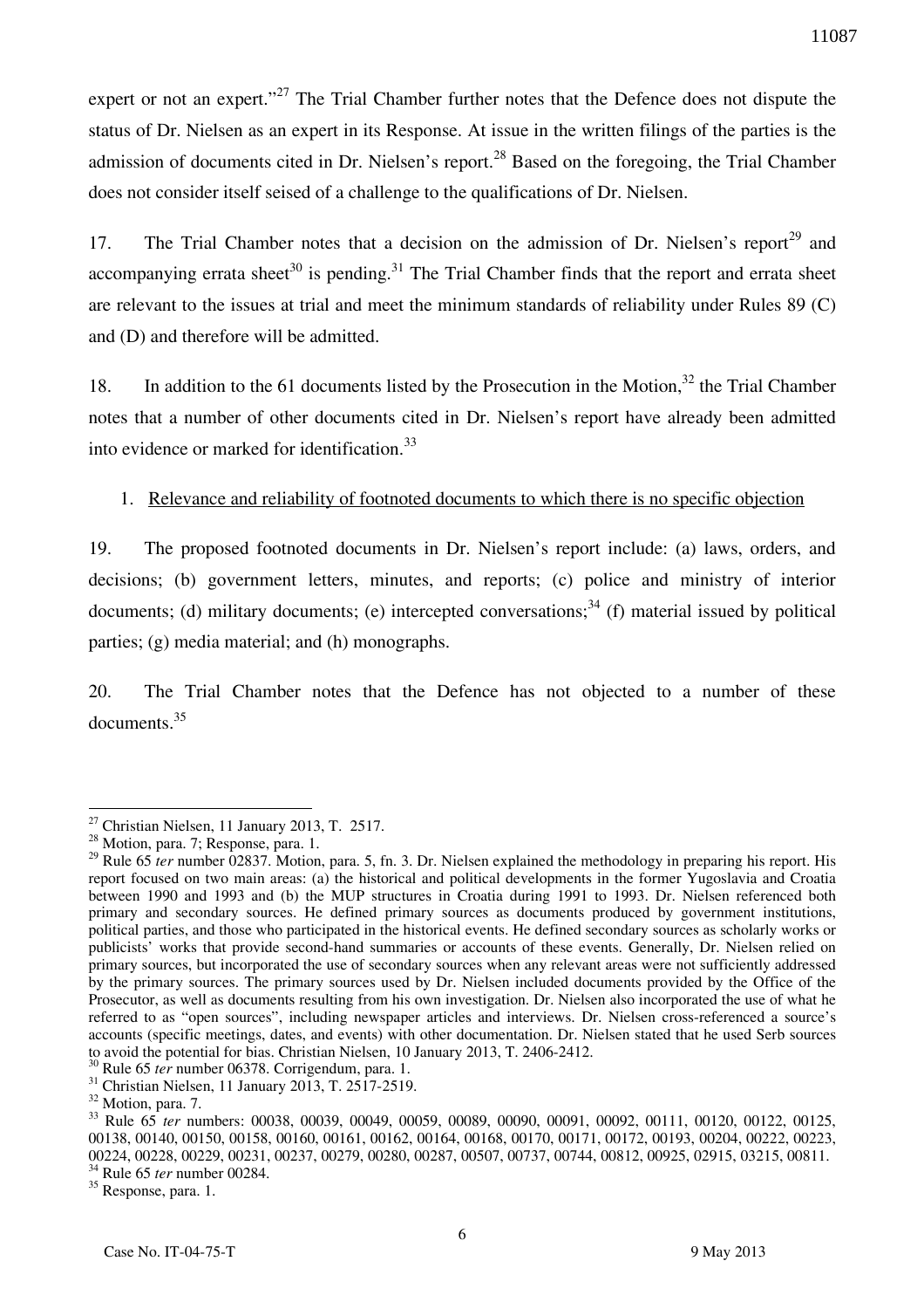expert or not an expert."[27] The Trial Chamber further notes that the Defence does not dispute the status of Dr. Nielsen as an expert in its Response. At issue in the written filings of the parties is the admission of documents cited in Dr. Nielsen's report.[28] Based on the foregoing, the Trial Chamber does not consider itself seised of a challenge to the qualifications of Dr. Nielsen.

17. The Trial Chamber notes that a decision on the admission of Dr. Nielsen's report[29] and accompanying errata sheet[30] is pending.[31] The Trial Chamber finds that the report and errata sheet are relevant to the issues at trial and meet the minimum standards of reliability under Rules 89 (C) and (D) and therefore will be admitted.

18. In addition to the 61 documents listed by the Prosecution in the Motion,[32] the Trial Chamber notes that a number of other documents cited in Dr. Nielsen's report have already been admitted into evidence or marked for identification.[33]

1. Relevance and reliability of footnoted documents to which there is no specific objection

19. The proposed footnoted documents in Dr. Nielsen's report include: (a) laws, orders, and decisions; (b) government letters, minutes, and reports; (c) police and ministry of interior documents; (d) military documents; (e) intercepted conversations;[34] (f) material issued by political parties; (g) media material; and (h) monographs.

20. The Trial Chamber notes that the Defence has not objected to a number of these documents.[35]

---

[27] Christian Nielsen, 11 January 2013, T. 2517.

[28] Motion, para. 7; Response, para. 1.

[29] Rule 65 *ter* number 02837. Motion, para. 5, fn. 3. Dr. Nielsen explained the methodology in preparing his report. His report focused on two main areas: (a) the historical and political developments in the former Yugoslavia and Croatia between 1990 and 1993 and (b) the MUP structures in Croatia during 1991 to 1993. Dr. Nielsen referenced both primary and secondary sources. He defined primary sources as documents produced by government institutions, political parties, and those who participated in the historical events. He defined secondary sources as scholarly works or publicists' works that provide second-hand summaries or accounts of these events. Generally, Dr. Nielsen relied on primary sources, but incorporated the use of secondary sources when any relevant areas were not sufficiently addressed by the primary sources. The primary sources used by Dr. Nielsen included documents provided by the Office of the Prosecutor, as well as documents resulting from his own investigation. Dr. Nielsen also incorporated the use of what he referred to as "open sources", including newspaper articles and interviews. Dr. Nielsen cross-referenced a source's accounts (specific meetings, dates, and events) with other documentation. Dr. Nielsen stated that he used Serb sources to avoid the potential for bias. Christian Nielsen, 10 January 2013, T. 2406-2412.

[30] Rule 65 *ter* number 06378. Corrigendum, para. 1.

[31] Christian Nielsen, 11 January 2013, T. 2517-2519.

[32] Motion, para. 7.

[33] Rule 65 *ter* numbers: 00038, 00039, 00049, 00059, 00089, 00090, 00091, 00092, 00111, 00120, 00122, 00125, 00138, 00140, 00150, 00158, 00160, 00161, 00162, 00164, 00168, 00170, 00171, 00172, 00193, 00204, 00222, 00223, 00224, 00228, 00229, 00231, 00237, 00279, 00280, 00287, 00507, 00737, 00744, 00812, 00925, 02915, 03215, 00811.

[34] Rule 65 *ter* number 00284.

[35] Response, para. 1.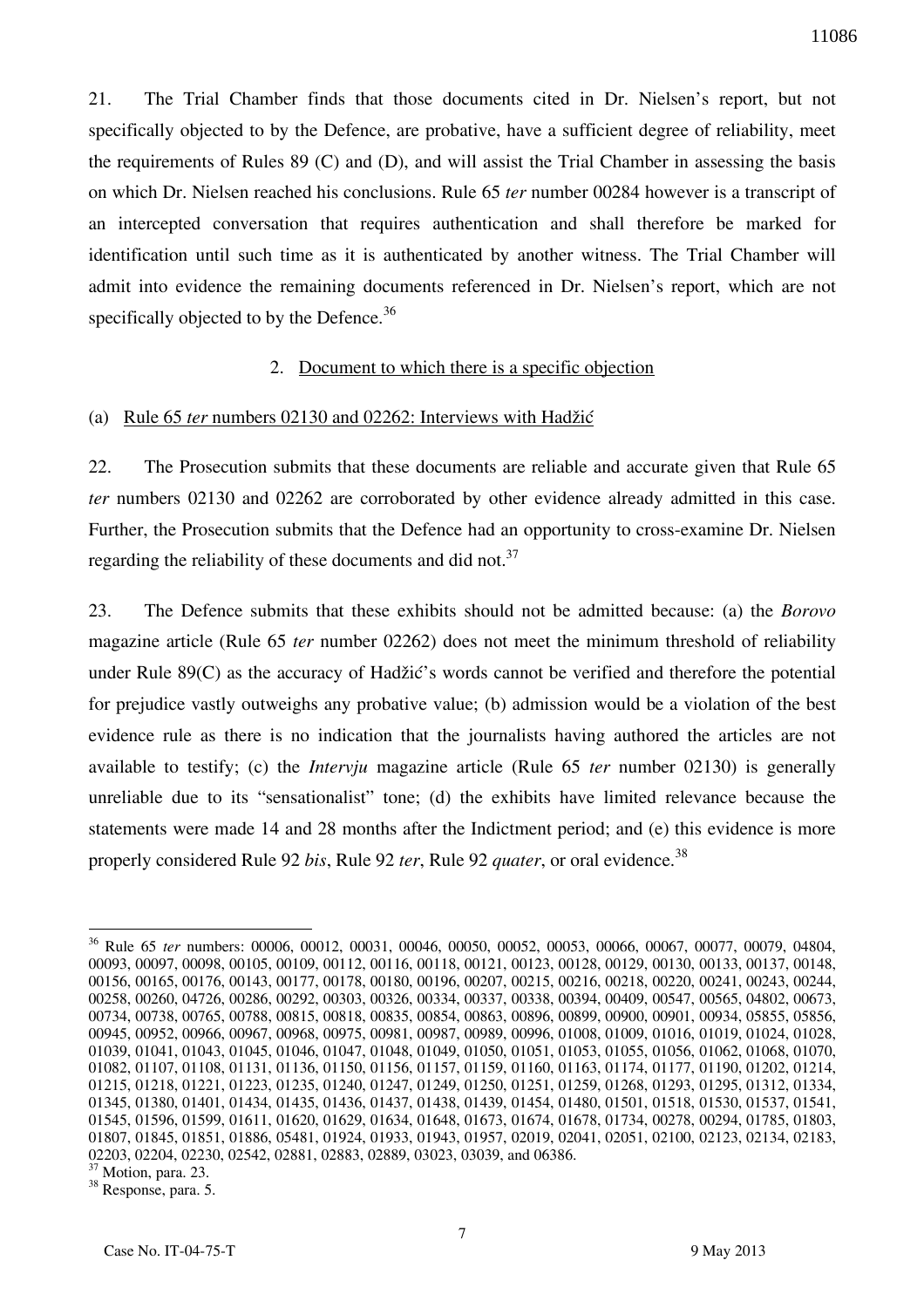21. The Trial Chamber finds that those documents cited in Dr. Nielsen's report, but not specifically objected to by the Defence, are probative, have a sufficient degree of reliability, meet the requirements of Rules 89 (C) and (D), and will assist the Trial Chamber in assessing the basis on which Dr. Nielsen reached his conclusions. Rule 65 *ter* number 00284 however is a transcript of an intercepted conversation that requires authentication and shall therefore be marked for identification until such time as it is authenticated by another witness. The Trial Chamber will admit into evidence the remaining documents referenced in Dr. Nielsen's report, which are not specifically objected to by the Defence.[36]

2. Document to which there is a specific objection

(a) Rule 65 *ter* numbers 02130 and 02262: Interviews with Hadžić

22. The Prosecution submits that these documents are reliable and accurate given that Rule 65 *ter* numbers 02130 and 02262 are corroborated by other evidence already admitted in this case. Further, the Prosecution submits that the Defence had an opportunity to cross-examine Dr. Nielsen regarding the reliability of these documents and did not.[37]

23. The Defence submits that these exhibits should not be admitted because: (a) the *Borovo* magazine article (Rule 65 *ter* number 02262) does not meet the minimum threshold of reliability under Rule 89(C) as the accuracy of Hadžić's words cannot be verified and therefore the potential for prejudice vastly outweighs any probative value; (b) admission would be a violation of the best evidence rule as there is no indication that the journalists having authored the articles are not available to testify; (c) the *Intervju* magazine article (Rule 65 *ter* number 02130) is generally unreliable due to its "sensationalist" tone; (d) the exhibits have limited relevance because the statements were made 14 and 28 months after the Indictment period; and (e) this evidence is more properly considered Rule 92 *bis*, Rule 92 *ter*, Rule 92 *quater*, or oral evidence.[38]

---

[36] Rule 65 *ter* numbers: 00006, 00012, 00031, 00046, 00050, 00052, 00053, 00066, 00067, 00077, 00079, 04804, 00093, 00097, 00098, 00105, 00109, 00112, 00116, 00118, 00121, 00123, 00128, 00129, 00130, 00133, 00137, 00148, 00156, 00165, 00176, 00143, 00177, 00178, 00180, 00196, 00207, 00215, 00216, 00218, 00220, 00241, 00243, 00244, 00258, 00260, 04726, 00286, 00292, 00303, 00326, 00334, 00337, 00338, 00394, 00409, 00547, 00565, 04802, 00673, 00734, 00738, 00765, 00788, 00815, 00818, 00835, 00854, 00863, 00896, 00899, 00900, 00901, 00934, 05855, 05856, 00945, 00952, 00966, 00967, 00968, 00975, 00981, 00987, 00989, 00996, 01008, 01009, 01016, 01019, 01024, 01028, 01039, 01041, 01043, 01045, 01046, 01047, 01048, 01049, 01050, 01051, 01053, 01055, 01056, 01062, 01068, 01070, 01082, 01107, 01108, 01131, 01136, 01150, 01156, 01157, 01159, 01160, 01163, 01174, 01177, 01190, 01202, 01214, 01215, 01218, 01221, 01223, 01235, 01240, 01247, 01249, 01250, 01251, 01259, 01268, 01293, 01295, 01312, 01334, 01345, 01380, 01401, 01434, 01435, 01436, 01437, 01438, 01439, 01454, 01480, 01501, 01518, 01530, 01537, 01541, 01545, 01596, 01599, 01611, 01620, 01629, 01634, 01648, 01673, 01674, 01678, 01734, 00278, 00294, 01785, 01803, 01807, 01845, 01851, 01886, 05481, 01924, 01933, 01943, 01957, 02019, 02041, 02051, 02100, 02123, 02134, 02183, 02203, 02204, 02230, 02542, 02881, 02883, 02889, 03023, 03039, and 06386.

[37] Motion, para. 23.

[38] Response, para. 5.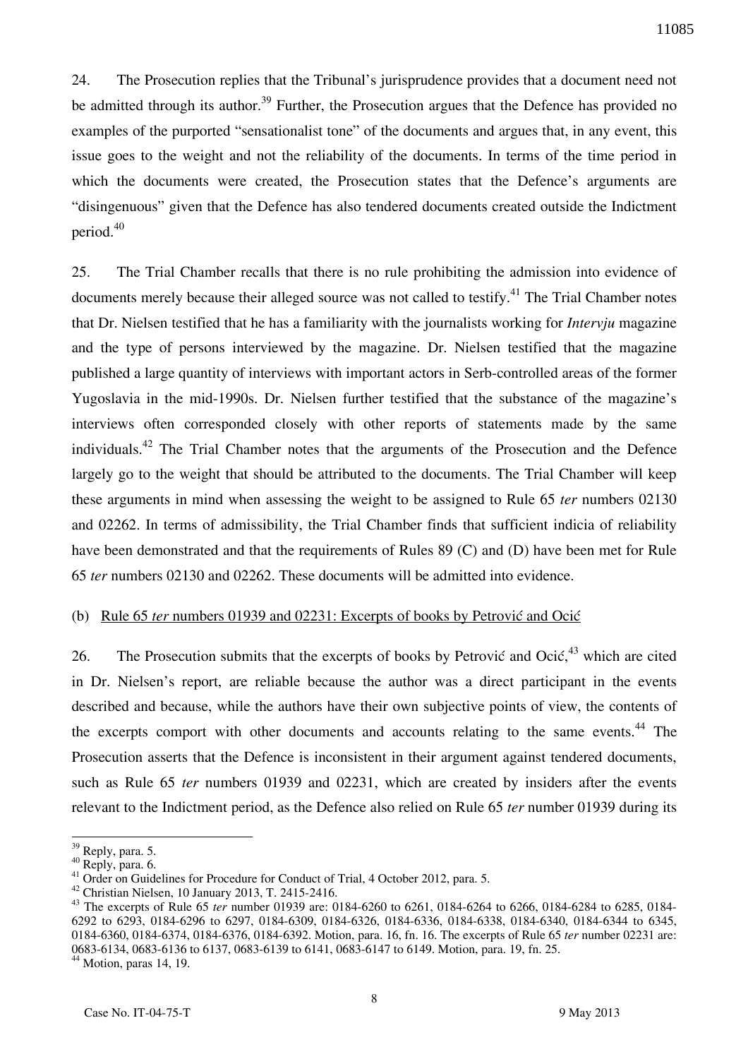24. The Prosecution replies that the Tribunal's jurisprudence provides that a document need not be admitted through its author.[39] Further, the Prosecution argues that the Defence has provided no examples of the purported "sensationalist tone" of the documents and argues that, in any event, this issue goes to the weight and not the reliability of the documents. In terms of the time period in which the documents were created, the Prosecution states that the Defence's arguments are "disingenuous" given that the Defence has also tendered documents created outside the Indictment period.[40]

25. The Trial Chamber recalls that there is no rule prohibiting the admission into evidence of documents merely because their alleged source was not called to testify.[41] The Trial Chamber notes that Dr. Nielsen testified that he has a familiarity with the journalists working for *Intervju* magazine and the type of persons interviewed by the magazine. Dr. Nielsen testified that the magazine published a large quantity of interviews with important actors in Serb-controlled areas of the former Yugoslavia in the mid-1990s. Dr. Nielsen further testified that the substance of the magazine's interviews often corresponded closely with other reports of statements made by the same individuals.[42] The Trial Chamber notes that the arguments of the Prosecution and the Defence largely go to the weight that should be attributed to the documents. The Trial Chamber will keep these arguments in mind when assessing the weight to be assigned to Rule 65 *ter* numbers 02130 and 02262. In terms of admissibility, the Trial Chamber finds that sufficient indicia of reliability have been demonstrated and that the requirements of Rules 89 (C) and (D) have been met for Rule 65 *ter* numbers 02130 and 02262. These documents will be admitted into evidence.

(b) Rule 65 *ter* numbers 01939 and 02231: Excerpts of books by Petrović and Ocić

26. The Prosecution submits that the excerpts of books by Petrović and Ocić,[43] which are cited in Dr. Nielsen's report, are reliable because the author was a direct participant in the events described and because, while the authors have their own subjective points of view, the contents of the excerpts comport with other documents and accounts relating to the same events.[44] The Prosecution asserts that the Defence is inconsistent in their argument against tendered documents, such as Rule 65 *ter* numbers 01939 and 02231, which are created by insiders after the events relevant to the Indictment period, as the Defence also relied on Rule 65 *ter* number 01939 during its

---

[39] Reply, para. 5.

[40] Reply, para. 6.

[41] Order on Guidelines for Procedure for Conduct of Trial, 4 October 2012, para. 5.

[42] Christian Nielsen, 10 January 2013, T. 2415-2416.

[43] The excerpts of Rule 65 *ter* number 01939 are: 0184-6260 to 6261, 0184-6264 to 6266, 0184-6284 to 6285, 0184-6292 to 6293, 0184-6296 to 6297, 0184-6309, 0184-6326, 0184-6336, 0184-6338, 0184-6340, 0184-6344 to 6345, 0184-6360, 0184-6374, 0184-6376, 0184-6392. Motion, para. 16, fn. 16. The excerpts of Rule 65 *ter* number 02231 are: 0683-6134, 0683-6136 to 6137, 0683-6139 to 6141, 0683-6147 to 6149. Motion, para. 19, fn. 25.

[44] Motion, paras 14, 19.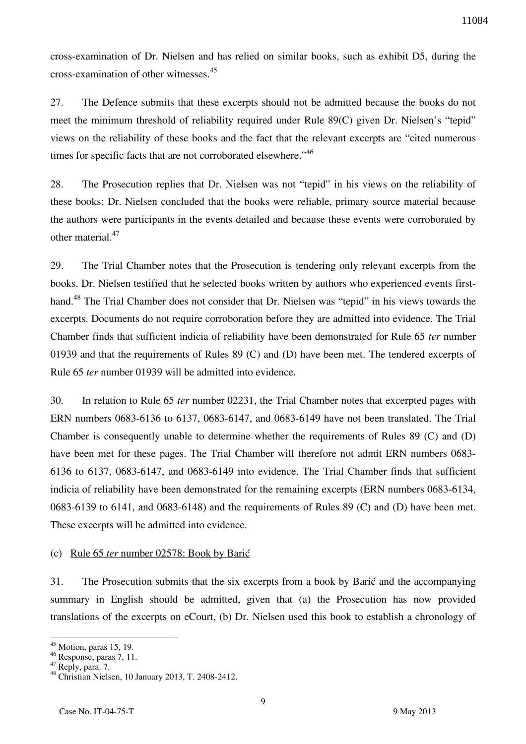cross-examination of Dr. Nielsen and has relied on similar books, such as exhibit D5, during the cross-examination of other witnesses.[45]

27. The Defence submits that these excerpts should not be admitted because the books do not meet the minimum threshold of reliability required under Rule 89(C) given Dr. Nielsen's "tepid" views on the reliability of these books and the fact that the relevant excerpts are "cited numerous times for specific facts that are not corroborated elsewhere."[46]

28. The Prosecution replies that Dr. Nielsen was not "tepid" in his views on the reliability of these books: Dr. Nielsen concluded that the books were reliable, primary source material because the authors were participants in the events detailed and because these events were corroborated by other material.[47]

29. The Trial Chamber notes that the Prosecution is tendering only relevant excerpts from the books. Dr. Nielsen testified that he selected books written by authors who experienced events first-hand.[48] The Trial Chamber does not consider that Dr. Nielsen was "tepid" in his views towards the excerpts. Documents do not require corroboration before they are admitted into evidence. The Trial Chamber finds that sufficient indicia of reliability have been demonstrated for Rule 65 *ter* number 01939 and that the requirements of Rules 89 (C) and (D) have been met. The tendered excerpts of Rule 65 *ter* number 01939 will be admitted into evidence.

30. In relation to Rule 65 *ter* number 02231, the Trial Chamber notes that excerpted pages with ERN numbers 0683-6136 to 6137, 0683-6147, and 0683-6149 have not been translated. The Trial Chamber is consequently unable to determine whether the requirements of Rules 89 (C) and (D) have been met for these pages. The Trial Chamber will therefore not admit ERN numbers 0683-6136 to 6137, 0683-6147, and 0683-6149 into evidence. The Trial Chamber finds that sufficient indicia of reliability have been demonstrated for the remaining excerpts (ERN numbers 0683-6134, 0683-6139 to 6141, and 0683-6148) and the requirements of Rules 89 (C) and (D) have been met. These excerpts will be admitted into evidence.

(c) Rule 65 *ter* number 02578: Book by Barić

31. The Prosecution submits that the six excerpts from a book by Barić and the accompanying summary in English should be admitted, given that (a) the Prosecution has now provided translations of the excerpts on eCourt, (b) Dr. Nielsen used this book to establish a chronology of

---

[45] Motion, paras 15, 19.

[46] Response, paras 7, 11.

[47] Reply, para. 7.

[48] Christian Nielsen, 10 January 2013, T. 2408-2412.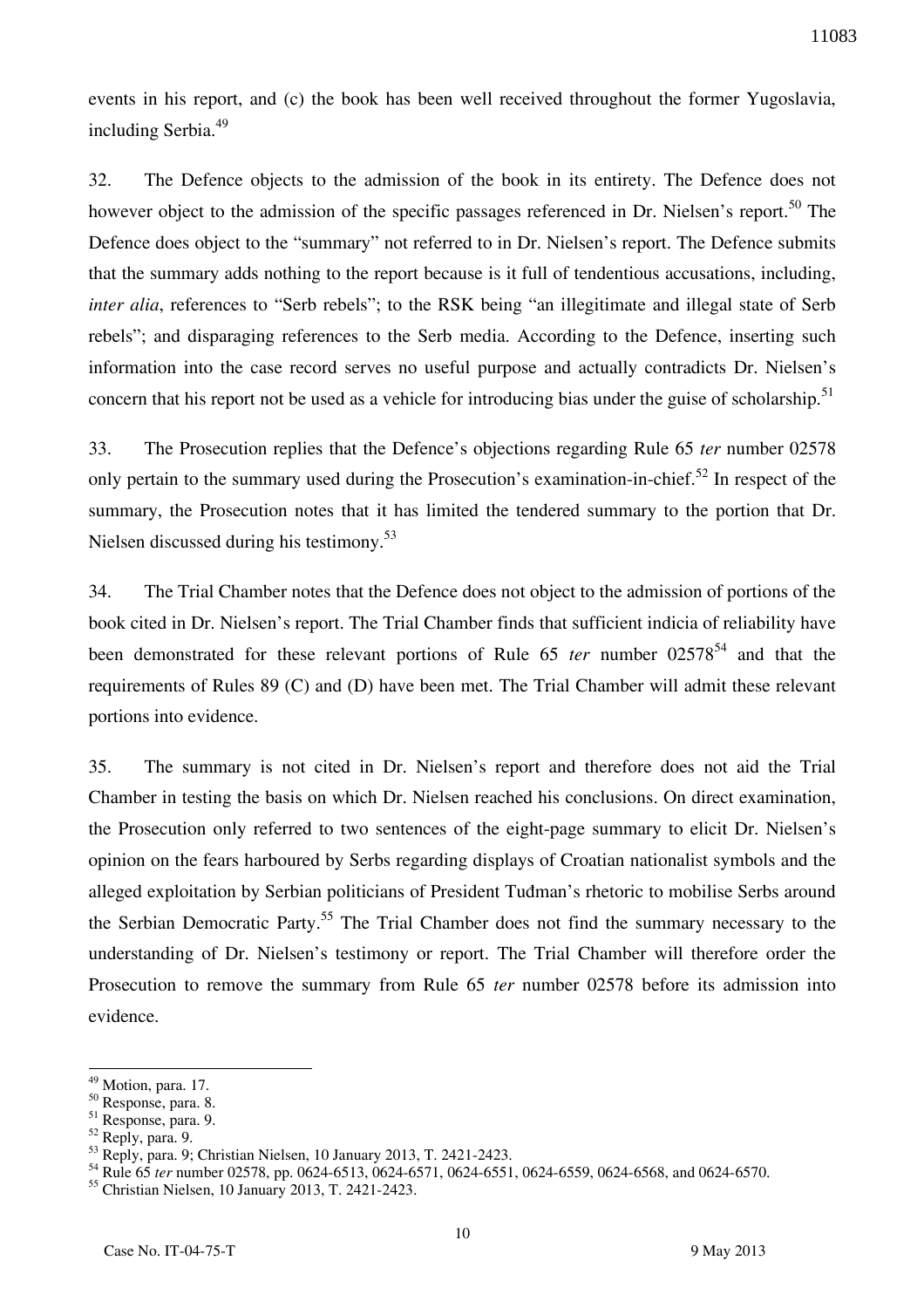events in his report, and (c) the book has been well received throughout the former Yugoslavia, including Serbia.[49]

32. The Defence objects to the admission of the book in its entirety. The Defence does not however object to the admission of the specific passages referenced in Dr. Nielsen's report.[50] The Defence does object to the "summary" not referred to in Dr. Nielsen's report. The Defence submits that the summary adds nothing to the report because is it full of tendentious accusations, including, *inter alia*, references to "Serb rebels"; to the RSK being "an illegitimate and illegal state of Serb rebels"; and disparaging references to the Serb media. According to the Defence, inserting such information into the case record serves no useful purpose and actually contradicts Dr. Nielsen's concern that his report not be used as a vehicle for introducing bias under the guise of scholarship.[51]

33. The Prosecution replies that the Defence's objections regarding Rule 65 *ter* number 02578 only pertain to the summary used during the Prosecution's examination-in-chief.[52] In respect of the summary, the Prosecution notes that it has limited the tendered summary to the portion that Dr. Nielsen discussed during his testimony.[53]

34. The Trial Chamber notes that the Defence does not object to the admission of portions of the book cited in Dr. Nielsen's report. The Trial Chamber finds that sufficient indicia of reliability have been demonstrated for these relevant portions of Rule 65 *ter* number 02578[54] and that the requirements of Rules 89 (C) and (D) have been met. The Trial Chamber will admit these relevant portions into evidence.

35. The summary is not cited in Dr. Nielsen's report and therefore does not aid the Trial Chamber in testing the basis on which Dr. Nielsen reached his conclusions. On direct examination, the Prosecution only referred to two sentences of the eight-page summary to elicit Dr. Nielsen's opinion on the fears harboured by Serbs regarding displays of Croatian nationalist symbols and the alleged exploitation by Serbian politicians of President Tuđman's rhetoric to mobilise Serbs around the Serbian Democratic Party.[55] The Trial Chamber does not find the summary necessary to the understanding of Dr. Nielsen's testimony or report. The Trial Chamber will therefore order the Prosecution to remove the summary from Rule 65 *ter* number 02578 before its admission into evidence.

---

[49] Motion, para. 17.
[50] Response, para. 8.
[51] Response, para. 9.
[52] Reply, para. 9.
[53] Reply, para. 9; Christian Nielsen, 10 January 2013, T. 2421-2423.
[54] Rule 65 *ter* number 02578, pp. 0624-6513, 0624-6571, 0624-6551, 0624-6559, 0624-6568, and 0624-6570.
[55] Christian Nielsen, 10 January 2013, T. 2421-2423.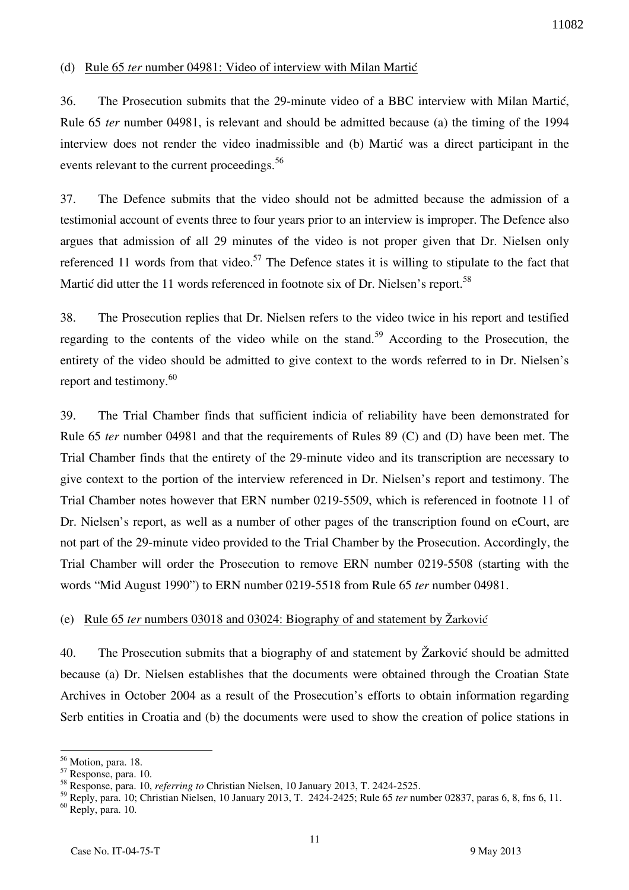(d) Rule 65 *ter* number 04981: Video of interview with Milan Martić

36. The Prosecution submits that the 29-minute video of a BBC interview with Milan Martić, Rule 65 *ter* number 04981, is relevant and should be admitted because (a) the timing of the 1994 interview does not render the video inadmissible and (b) Martić was a direct participant in the events relevant to the current proceedings.[56]

37. The Defence submits that the video should not be admitted because the admission of a testimonial account of events three to four years prior to an interview is improper. The Defence also argues that admission of all 29 minutes of the video is not proper given that Dr. Nielsen only referenced 11 words from that video.[57] The Defence states it is willing to stipulate to the fact that Martić did utter the 11 words referenced in footnote six of Dr. Nielsen's report.[58]

38. The Prosecution replies that Dr. Nielsen refers to the video twice in his report and testified regarding to the contents of the video while on the stand.[59] According to the Prosecution, the entirety of the video should be admitted to give context to the words referred to in Dr. Nielsen's report and testimony.[60]

39. The Trial Chamber finds that sufficient indicia of reliability have been demonstrated for Rule 65 *ter* number 04981 and that the requirements of Rules 89 (C) and (D) have been met. The Trial Chamber finds that the entirety of the 29-minute video and its transcription are necessary to give context to the portion of the interview referenced in Dr. Nielsen's report and testimony. The Trial Chamber notes however that ERN number 0219-5509, which is referenced in footnote 11 of Dr. Nielsen's report, as well as a number of other pages of the transcription found on eCourt, are not part of the 29-minute video provided to the Trial Chamber by the Prosecution. Accordingly, the Trial Chamber will order the Prosecution to remove ERN number 0219-5508 (starting with the words "Mid August 1990") to ERN number 0219-5518 from Rule 65 *ter* number 04981.

(e) Rule 65 *ter* numbers 03018 and 03024: Biography of and statement by Žarković

40. The Prosecution submits that a biography of and statement by Žarković should be admitted because (a) Dr. Nielsen establishes that the documents were obtained through the Croatian State Archives in October 2004 as a result of the Prosecution's efforts to obtain information regarding Serb entities in Croatia and (b) the documents were used to show the creation of police stations in

---

[56] Motion, para. 18.
[57] Response, para. 10.
[58] Response, para. 10, *referring to* Christian Nielsen, 10 January 2013, T. 2424-2525.
[59] Reply, para. 10; Christian Nielsen, 10 January 2013, T. 2424-2425; Rule 65 *ter* number 02837, paras 6, 8, fns 6, 11.
[60] Reply, para. 10.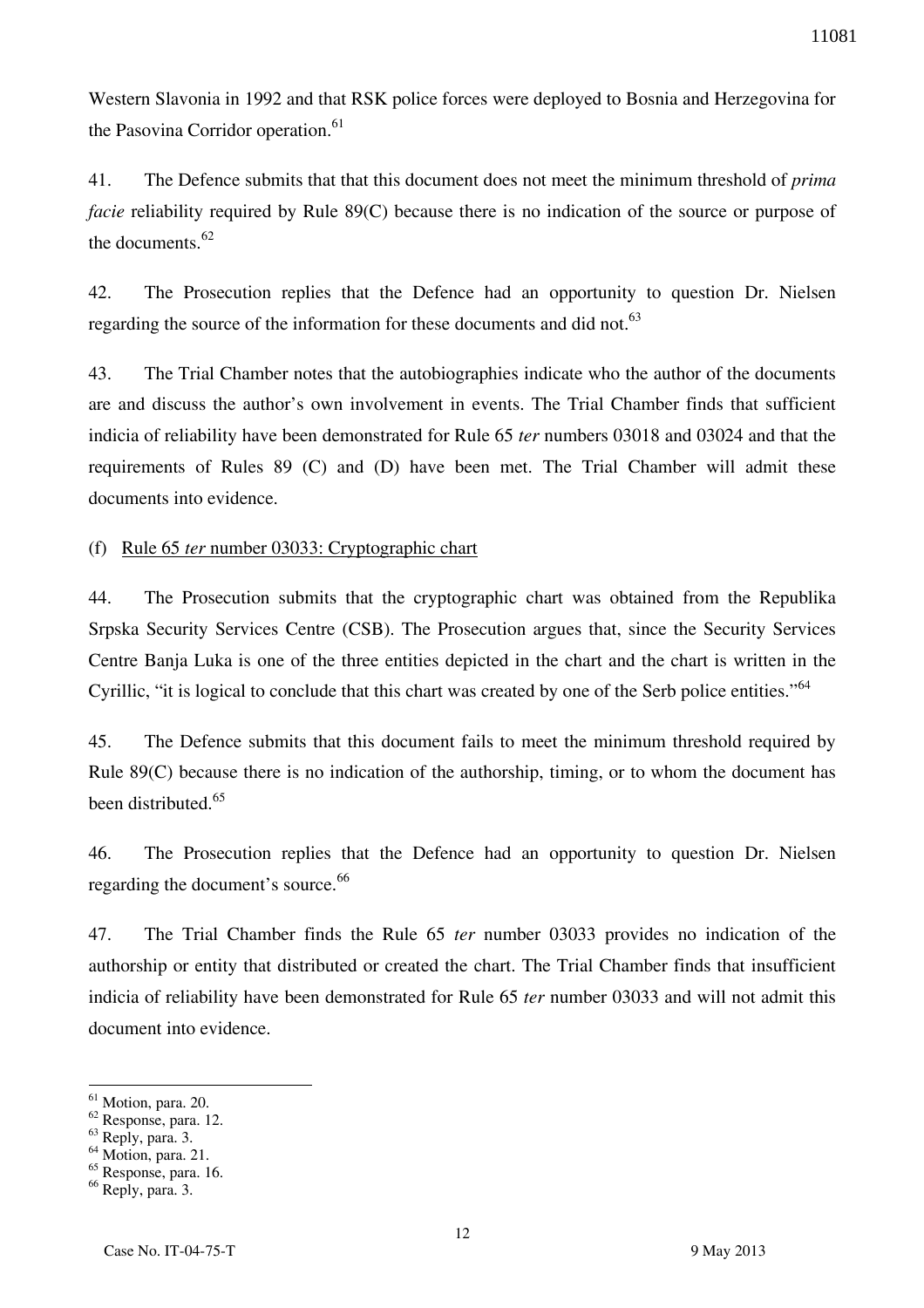Western Slavonia in 1992 and that RSK police forces were deployed to Bosnia and Herzegovina for the Pasovina Corridor operation.[61]

41. The Defence submits that that this document does not meet the minimum threshold of *prima facie* reliability required by Rule 89(C) because there is no indication of the source or purpose of the documents.[62]

42. The Prosecution replies that the Defence had an opportunity to question Dr. Nielsen regarding the source of the information for these documents and did not.[63]

43. The Trial Chamber notes that the autobiographies indicate who the author of the documents are and discuss the author's own involvement in events. The Trial Chamber finds that sufficient indicia of reliability have been demonstrated for Rule 65 *ter* numbers 03018 and 03024 and that the requirements of Rules 89 (C) and (D) have been met. The Trial Chamber will admit these documents into evidence.

(f) Rule 65 *ter* number 03033: Cryptographic chart

44. The Prosecution submits that the cryptographic chart was obtained from the Republika Srpska Security Services Centre (CSB). The Prosecution argues that, since the Security Services Centre Banja Luka is one of the three entities depicted in the chart and the chart is written in the Cyrillic, "it is logical to conclude that this chart was created by one of the Serb police entities."[64]

45. The Defence submits that this document fails to meet the minimum threshold required by Rule 89(C) because there is no indication of the authorship, timing, or to whom the document has been distributed.[65]

46. The Prosecution replies that the Defence had an opportunity to question Dr. Nielsen regarding the document's source.[66]

47. The Trial Chamber finds the Rule 65 *ter* number 03033 provides no indication of the authorship or entity that distributed or created the chart. The Trial Chamber finds that insufficient indicia of reliability have been demonstrated for Rule 65 *ter* number 03033 and will not admit this document into evidence.

---

[61] Motion, para. 20.
[62] Response, para. 12.
[63] Reply, para. 3.
[64] Motion, para. 21.
[65] Response, para. 16.
[66] Reply, para. 3.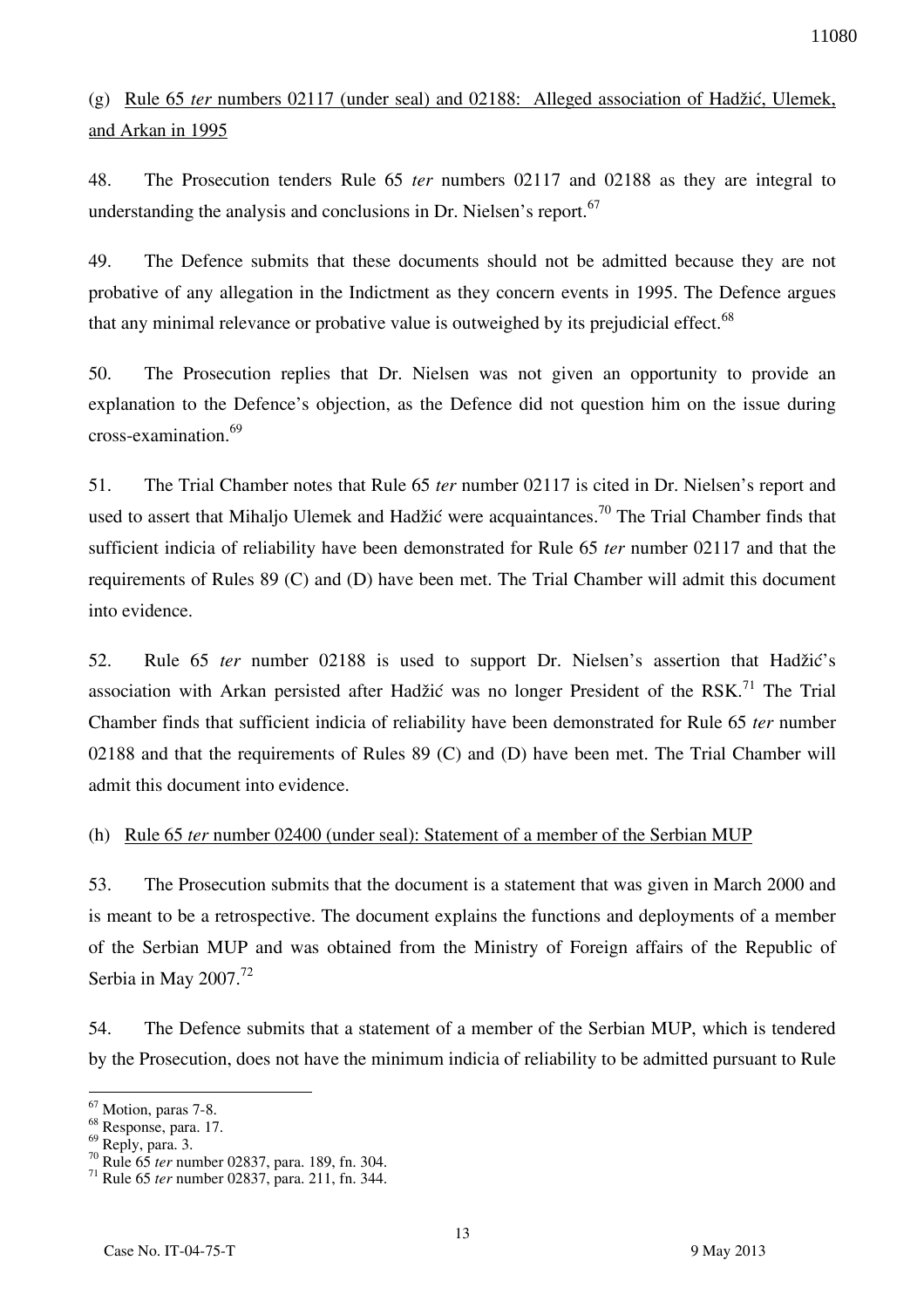(g) Rule 65 *ter* numbers 02117 (under seal) and 02188: Alleged association of Hadžić, Ulemek, and Arkan in 1995

48. The Prosecution tenders Rule 65 *ter* numbers 02117 and 02188 as they are integral to understanding the analysis and conclusions in Dr. Nielsen's report.[67]

49. The Defence submits that these documents should not be admitted because they are not probative of any allegation in the Indictment as they concern events in 1995. The Defence argues that any minimal relevance or probative value is outweighed by its prejudicial effect.[68]

50. The Prosecution replies that Dr. Nielsen was not given an opportunity to provide an explanation to the Defence's objection, as the Defence did not question him on the issue during cross-examination.[69]

51. The Trial Chamber notes that Rule 65 *ter* number 02117 is cited in Dr. Nielsen's report and used to assert that Mihaljo Ulemek and Hadžić were acquaintances.[70] The Trial Chamber finds that sufficient indicia of reliability have been demonstrated for Rule 65 *ter* number 02117 and that the requirements of Rules 89 (C) and (D) have been met. The Trial Chamber will admit this document into evidence.

52. Rule 65 *ter* number 02188 is used to support Dr. Nielsen's assertion that Hadžić's association with Arkan persisted after Hadžić was no longer President of the RSK.[71] The Trial Chamber finds that sufficient indicia of reliability have been demonstrated for Rule 65 *ter* number 02188 and that the requirements of Rules 89 (C) and (D) have been met. The Trial Chamber will admit this document into evidence.

(h) Rule 65 *ter* number 02400 (under seal): Statement of a member of the Serbian MUP

53. The Prosecution submits that the document is a statement that was given in March 2000 and is meant to be a retrospective. The document explains the functions and deployments of a member of the Serbian MUP and was obtained from the Ministry of Foreign affairs of the Republic of Serbia in May 2007.[72]

54. The Defence submits that a statement of a member of the Serbian MUP, which is tendered by the Prosecution, does not have the minimum indicia of reliability to be admitted pursuant to Rule

---

[67] Motion, paras 7-8.
[68] Response, para. 17.
[69] Reply, para. 3.
[70] Rule 65 *ter* number 02837, para. 189, fn. 304.
[71] Rule 65 *ter* number 02837, para. 211, fn. 344.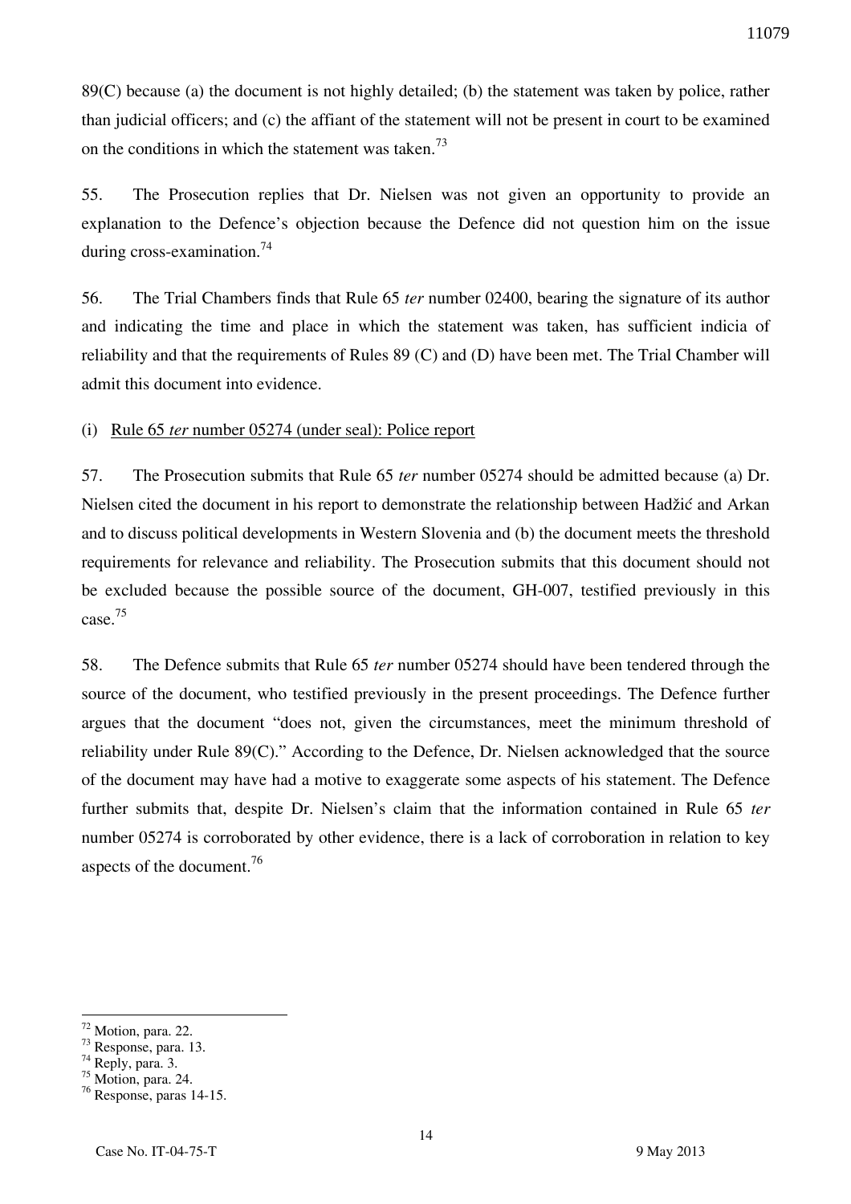89(C) because (a) the document is not highly detailed; (b) the statement was taken by police, rather than judicial officers; and (c) the affiant of the statement will not be present in court to be examined on the conditions in which the statement was taken.[73]

55. The Prosecution replies that Dr. Nielsen was not given an opportunity to provide an explanation to the Defence's objection because the Defence did not question him on the issue during cross-examination.[74]

56. The Trial Chambers finds that Rule 65 *ter* number 02400, bearing the signature of its author and indicating the time and place in which the statement was taken, has sufficient indicia of reliability and that the requirements of Rules 89 (C) and (D) have been met. The Trial Chamber will admit this document into evidence.

(i) <u>Rule 65 *ter* number 05274 (under seal): Police report</u>

57. The Prosecution submits that Rule 65 *ter* number 05274 should be admitted because (a) Dr. Nielsen cited the document in his report to demonstrate the relationship between Hadžić and Arkan and to discuss political developments in Western Slovenia and (b) the document meets the threshold requirements for relevance and reliability. The Prosecution submits that this document should not be excluded because the possible source of the document, GH-007, testified previously in this case.[75]

58. The Defence submits that Rule 65 *ter* number 05274 should have been tendered through the source of the document, who testified previously in the present proceedings. The Defence further argues that the document "does not, given the circumstances, meet the minimum threshold of reliability under Rule 89(C)." According to the Defence, Dr. Nielsen acknowledged that the source of the document may have had a motive to exaggerate some aspects of his statement. The Defence further submits that, despite Dr. Nielsen's claim that the information contained in Rule 65 *ter* number 05274 is corroborated by other evidence, there is a lack of corroboration in relation to key aspects of the document.[76]

---

[72] Motion, para. 22.
[73] Response, para. 13.
[74] Reply, para. 3.
[75] Motion, para. 24.
[76] Response, paras 14-15.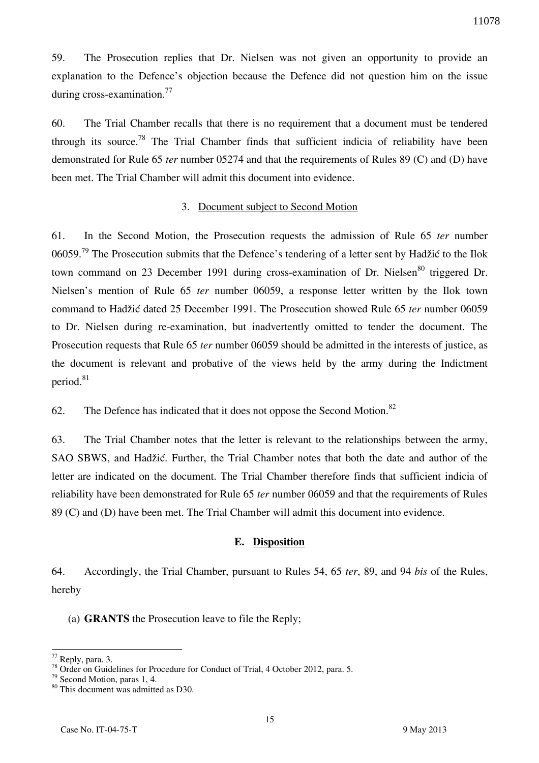59. The Prosecution replies that Dr. Nielsen was not given an opportunity to provide an explanation to the Defence's objection because the Defence did not question him on the issue during cross-examination.[77]

60. The Trial Chamber recalls that there is no requirement that a document must be tendered through its source.[78] The Trial Chamber finds that sufficient indicia of reliability have been demonstrated for Rule 65 *ter* number 05274 and that the requirements of Rules 89 (C) and (D) have been met. The Trial Chamber will admit this document into evidence.

### 3. Document subject to Second Motion

61. In the Second Motion, the Prosecution requests the admission of Rule 65 *ter* number 06059.[79] The Prosecution submits that the Defence's tendering of a letter sent by Hadžić to the Ilok town command on 23 December 1991 during cross-examination of Dr. Nielsen[80] triggered Dr. Nielsen's mention of Rule 65 *ter* number 06059, a response letter written by the Ilok town command to Hadžić dated 25 December 1991. The Prosecution showed Rule 65 *ter* number 06059 to Dr. Nielsen during re-examination, but inadvertently omitted to tender the document. The Prosecution requests that Rule 65 *ter* number 06059 should be admitted in the interests of justice, as the document is relevant and probative of the views held by the army during the Indictment period.[81]

62. The Defence has indicated that it does not oppose the Second Motion.[82]

63. The Trial Chamber notes that the letter is relevant to the relationships between the army, SAO SBWS, and Hadžić. Further, the Trial Chamber notes that both the date and author of the letter are indicated on the document. The Trial Chamber therefore finds that sufficient indicia of reliability have been demonstrated for Rule 65 *ter* number 06059 and that the requirements of Rules 89 (C) and (D) have been met. The Trial Chamber will admit this document into evidence.

## E. Disposition

64. Accordingly, the Trial Chamber, pursuant to Rules 54, 65 *ter*, 89, and 94 *bis* of the Rules, hereby

(a) **GRANTS** the Prosecution leave to file the Reply;

---

[77] Reply, para. 3.
[78] Order on Guidelines for Procedure for Conduct of Trial, 4 October 2012, para. 5.
[79] Second Motion, paras 1, 4.
[80] This document was admitted as D30.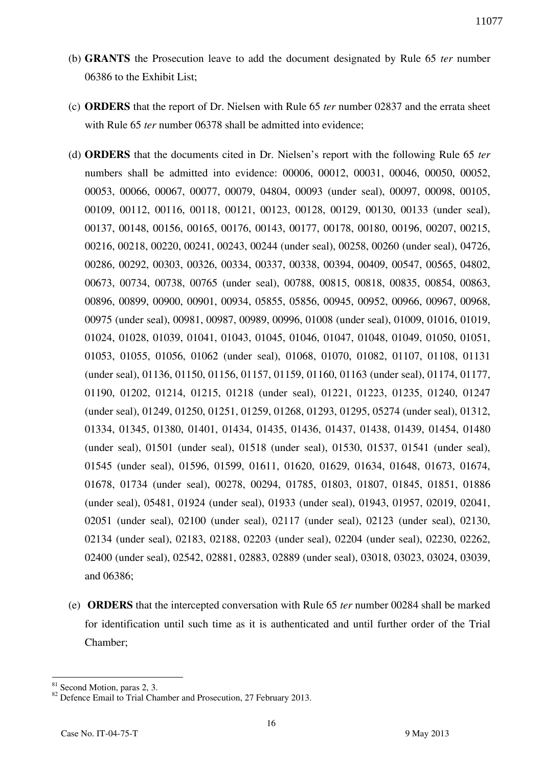(b) **GRANTS** the Prosecution leave to add the document designated by Rule 65 *ter* number 06386 to the Exhibit List;

(c) **ORDERS** that the report of Dr. Nielsen with Rule 65 *ter* number 02837 and the errata sheet with Rule 65 *ter* number 06378 shall be admitted into evidence;

(d) **ORDERS** that the documents cited in Dr. Nielsen's report with the following Rule 65 *ter* numbers shall be admitted into evidence: 00006, 00012, 00031, 00046, 00050, 00052, 00053, 00066, 00067, 00077, 00079, 04804, 00093 (under seal), 00097, 00098, 00105, 00109, 00112, 00116, 00118, 00121, 00123, 00128, 00129, 00130, 00133 (under seal), 00137, 00148, 00156, 00165, 00176, 00143, 00177, 00178, 00180, 00196, 00207, 00215, 00216, 00218, 00220, 00241, 00243, 00244 (under seal), 00258, 00260 (under seal), 04726, 00286, 00292, 00303, 00326, 00334, 00337, 00338, 00394, 00409, 00547, 00565, 04802, 00673, 00734, 00738, 00765 (under seal), 00788, 00815, 00818, 00835, 00854, 00863, 00896, 00899, 00900, 00901, 00934, 05855, 05856, 00945, 00952, 00966, 00967, 00968, 00975 (under seal), 00981, 00987, 00989, 00996, 01008 (under seal), 01009, 01016, 01019, 01024, 01028, 01039, 01041, 01043, 01045, 01046, 01047, 01048, 01049, 01050, 01051, 01053, 01055, 01056, 01062 (under seal), 01068, 01070, 01082, 01107, 01108, 01131 (under seal), 01136, 01150, 01156, 01157, 01159, 01160, 01163 (under seal), 01174, 01177, 01190, 01202, 01214, 01215, 01218 (under seal), 01221, 01223, 01235, 01240, 01247 (under seal), 01249, 01250, 01251, 01259, 01268, 01293, 01295, 05274 (under seal), 01312, 01334, 01345, 01380, 01401, 01434, 01435, 01436, 01437, 01438, 01439, 01454, 01480 (under seal), 01501 (under seal), 01518 (under seal), 01530, 01537, 01541 (under seal), 01545 (under seal), 01596, 01599, 01611, 01620, 01629, 01634, 01648, 01673, 01674, 01678, 01734 (under seal), 00278, 00294, 01785, 01803, 01807, 01845, 01851, 01886 (under seal), 05481, 01924 (under seal), 01933 (under seal), 01943, 01957, 02019, 02041, 02051 (under seal), 02100 (under seal), 02117 (under seal), 02123 (under seal), 02130, 02134 (under seal), 02183, 02188, 02203 (under seal), 02204 (under seal), 02230, 02262, 02400 (under seal), 02542, 02881, 02883, 02889 (under seal), 03018, 03023, 03024, 03039, and 06386;

(e) **ORDERS** that the intercepted conversation with Rule 65 *ter* number 00284 shall be marked for identification until such time as it is authenticated and until further order of the Trial Chamber;

---

[81] Second Motion, paras 2, 3.

[82] Defence Email to Trial Chamber and Prosecution, 27 February 2013.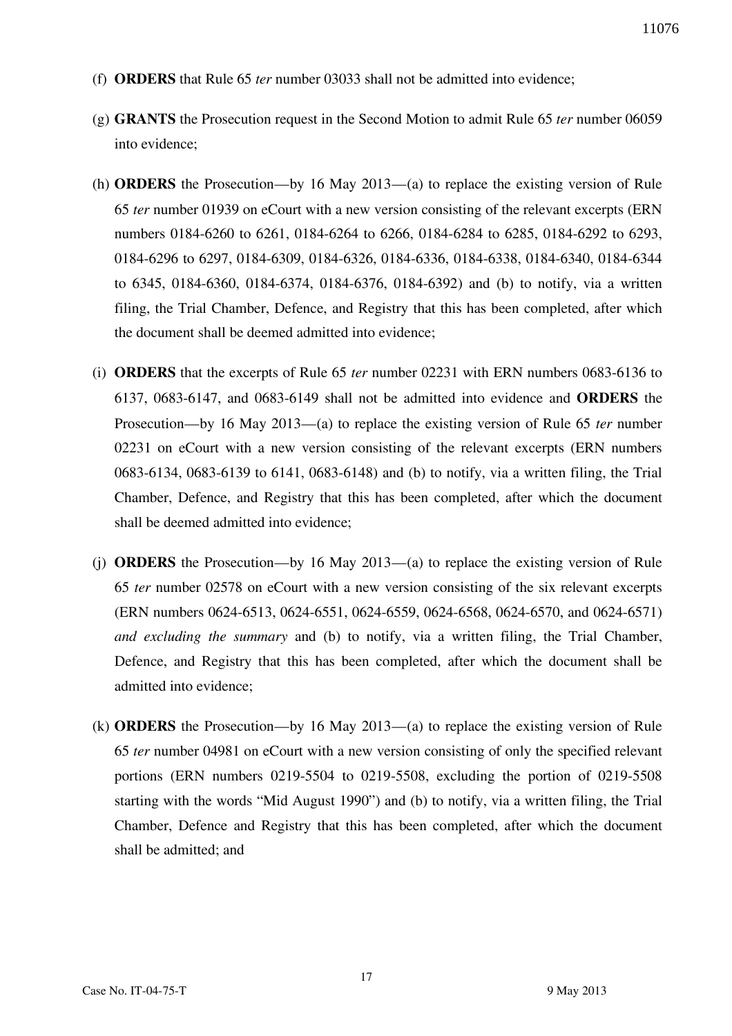(f) **ORDERS** that Rule 65 *ter* number 03033 shall not be admitted into evidence;

(g) **GRANTS** the Prosecution request in the Second Motion to admit Rule 65 *ter* number 06059 into evidence;

(h) **ORDERS** the Prosecution—by 16 May 2013—(a) to replace the existing version of Rule 65 *ter* number 01939 on eCourt with a new version consisting of the relevant excerpts (ERN numbers 0184-6260 to 6261, 0184-6264 to 6266, 0184-6284 to 6285, 0184-6292 to 6293, 0184-6296 to 6297, 0184-6309, 0184-6326, 0184-6336, 0184-6338, 0184-6340, 0184-6344 to 6345, 0184-6360, 0184-6374, 0184-6376, 0184-6392) and (b) to notify, via a written filing, the Trial Chamber, Defence, and Registry that this has been completed, after which the document shall be deemed admitted into evidence;

(i) **ORDERS** that the excerpts of Rule 65 *ter* number 02231 with ERN numbers 0683-6136 to 6137, 0683-6147, and 0683-6149 shall not be admitted into evidence and **ORDERS** the Prosecution—by 16 May 2013—(a) to replace the existing version of Rule 65 *ter* number 02231 on eCourt with a new version consisting of the relevant excerpts (ERN numbers 0683-6134, 0683-6139 to 6141, 0683-6148) and (b) to notify, via a written filing, the Trial Chamber, Defence, and Registry that this has been completed, after which the document shall be deemed admitted into evidence;

(j) **ORDERS** the Prosecution—by 16 May 2013—(a) to replace the existing version of Rule 65 *ter* number 02578 on eCourt with a new version consisting of the six relevant excerpts (ERN numbers 0624-6513, 0624-6551, 0624-6559, 0624-6568, 0624-6570, and 0624-6571) *and excluding the summary* and (b) to notify, via a written filing, the Trial Chamber, Defence, and Registry that this has been completed, after which the document shall be admitted into evidence;

(k) **ORDERS** the Prosecution—by 16 May 2013—(a) to replace the existing version of Rule 65 *ter* number 04981 on eCourt with a new version consisting of only the specified relevant portions (ERN numbers 0219-5504 to 0219-5508, excluding the portion of 0219-5508 starting with the words "Mid August 1990") and (b) to notify, via a written filing, the Trial Chamber, Defence and Registry that this has been completed, after which the document shall be admitted; and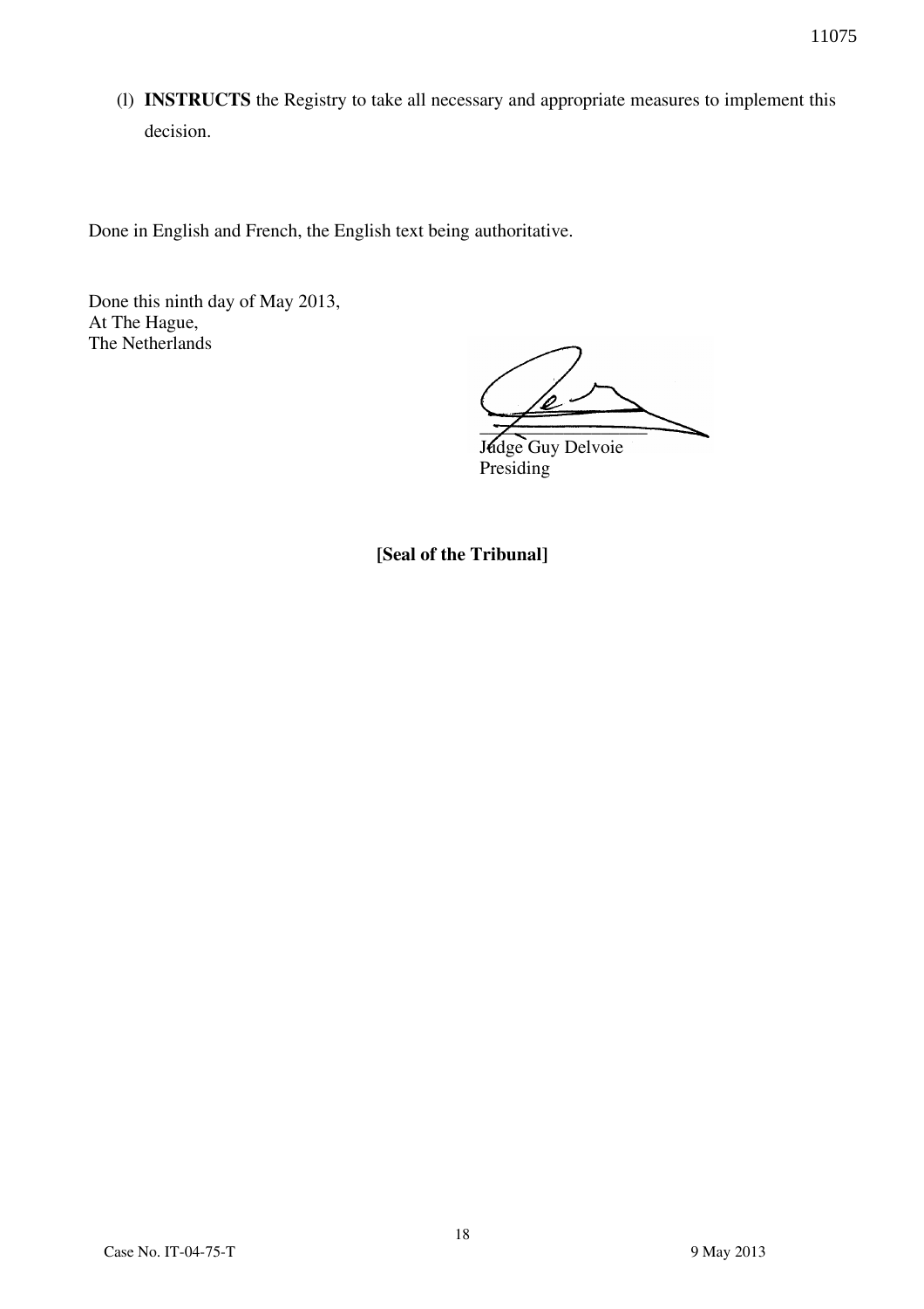(l) **INSTRUCTS** the Registry to take all necessary and appropriate measures to implement this decision.

Done in English and French, the English text being authoritative.

Done this ninth day of May 2013,
At The Hague,
The Netherlands

Judge Guy Delvoie
Presiding

**[Seal of the Tribunal]**